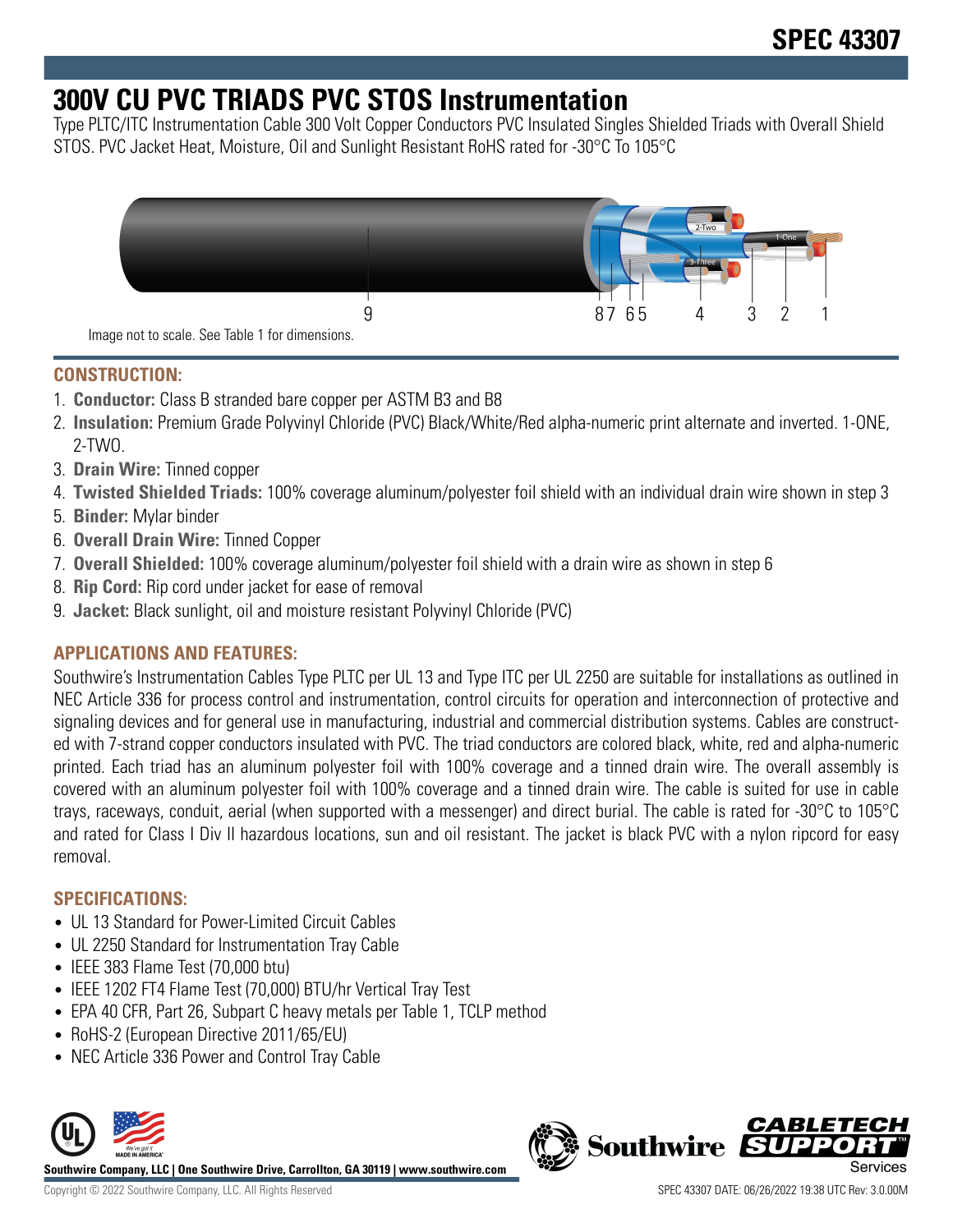# SPEC 43307

# 300V CU PVC TRIADS PVC STOS Instrumentation

Type PLTC/ITC Instrumentation Cable 300 Volt Copper Conductors PVC Insulated Singles Shielded Triads with Overall Shield STOS. PVC Jacket Heat, Moisture, Oil and Sunlight Resistant RoHS rated for -30°C To 105°C

Image not to scale. See Table 1 for dimensions.

## CONSTRUCTION:

1. **Conductor:** Class B stranded bare copper per ASTM B3 and B8
2. **Insulation:** Premium Grade Polyvinyl Chloride (PVC) Black/White/Red alpha-numeric print alternate and inverted. 1-ONE, 2-TWO.
3. **Drain Wire:** Tinned copper
4. **Twisted Shielded Triads:** 100% coverage aluminum/polyester foil shield with an individual drain wire shown in step 3
5. **Binder:** Mylar binder
6. **Overall Drain Wire:** Tinned Copper
7. **Overall Shielded:** 100% coverage aluminum/polyester foil shield with a drain wire as shown in step 6
8. **Rip Cord:** Rip cord under jacket for ease of removal
9. **Jacket:** Black sunlight, oil and moisture resistant Polyvinyl Chloride (PVC)

## APPLICATIONS AND FEATURES:

Southwire's Instrumentation Cables Type PLTC per UL 13 and Type ITC per UL 2250 are suitable for installations as outlined in NEC Article 336 for process control and instrumentation, control circuits for operation and interconnection of protective and signaling devices and for general use in manufacturing, industrial and commercial distribution systems. Cables are constructed with 7-strand copper conductors insulated with PVC. The triad conductors are colored black, white, red and alpha-numeric printed. Each triad has an aluminum polyester foil with 100% coverage and a tinned drain wire. The overall assembly is covered with an aluminum polyester foil with 100% coverage and a tinned drain wire. The cable is suited for use in cable trays, raceways, conduit, aerial (when supported with a messenger) and direct burial. The cable is rated for -30°C to 105°C and rated for Class I Div II hazardous locations, sun and oil resistant. The jacket is black PVC with a nylon ripcord for easy removal.

## SPECIFICATIONS:

- UL 13 Standard for Power-Limited Circuit Cables
- UL 2250 Standard for Instrumentation Tray Cable
- IEEE 383 Flame Test (70,000 btu)
- IEEE 1202 FT4 Flame Test (70,000) BTU/hr Vertical Tray Test
- EPA 40 CFR, Part 26, Subpart C heavy metals per Table 1, TCLP method
- RoHS-2 (European Directive 2011/65/EU)
- NEC Article 336 Power and Control Tray Cable

Southwire Company, LLC | One Southwire Drive, Carrollton, GA 30119 | www.southwire.com

Copyright © 2022 Southwire Company, LLC. All Rights Reserved

SPEC 43307 DATE: 06/26/2022 19:38 UTC Rev: 3.0.00M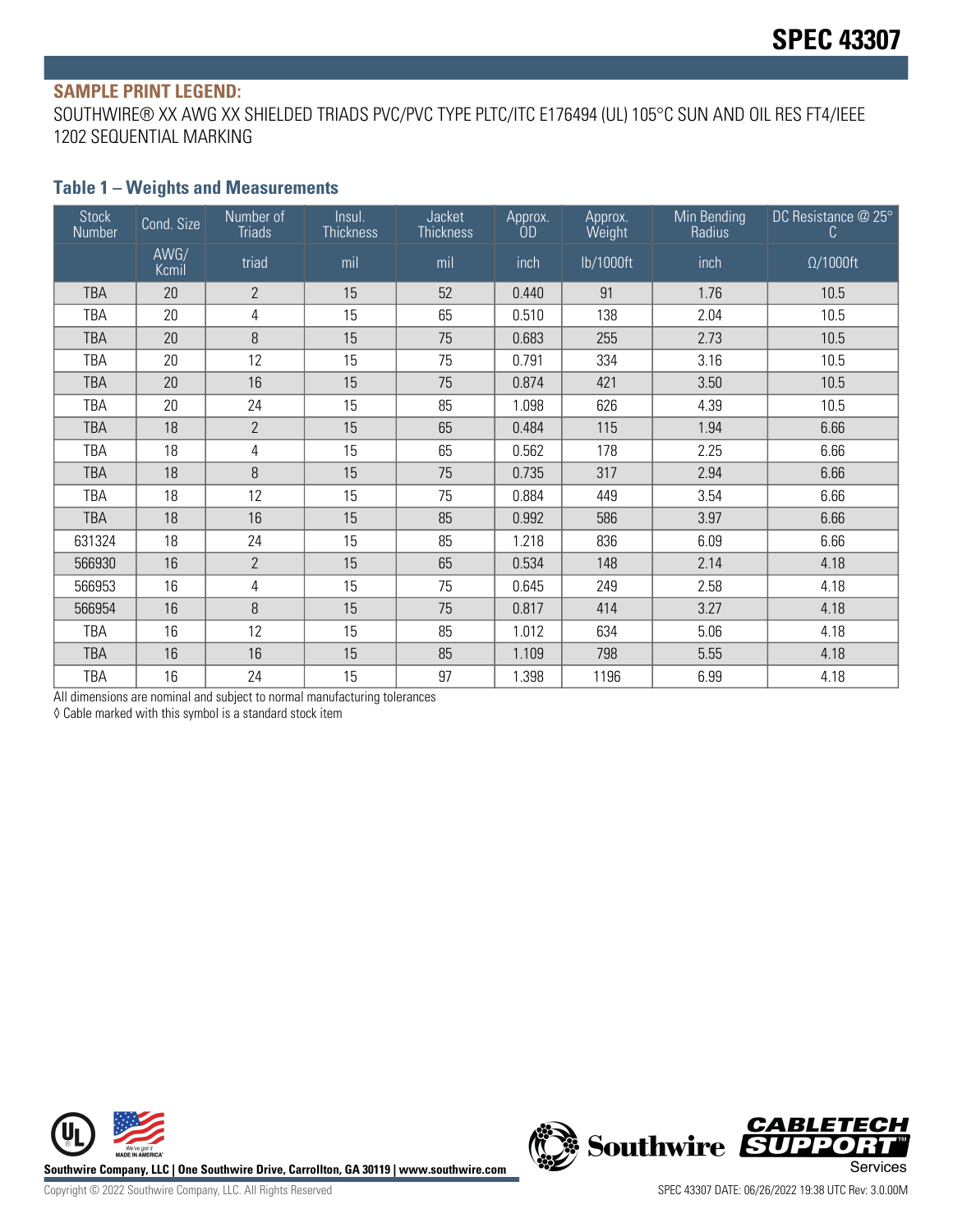**SAMPLE PRINT LEGEND:**

SOUTHWIRE® XX AWG XX SHIELDED TRIADS PVC/PVC TYPE PLTC/ITC E176494 (UL) 105°C SUN AND OIL RES FT4/IEEE 1202 SEQUENTIAL MARKING

### Table 1 – Weights and Measurements

| Stock Number | Cond. Size | Number of Triads | Insul. Thickness | Jacket Thickness | Approx. OD | Approx. Weight | Min Bending Radius | DC Resistance @ 25°C |
|---|---|---|---|---|---|---|---|---|
| | AWG/Kcmil | triad | mil | mil | inch | lb/1000ft | inch | Ω/1000ft |
| TBA | 20 | 2 | 15 | 52 | 0.440 | 91 | 1.76 | 10.5 |
| TBA | 20 | 4 | 15 | 65 | 0.510 | 138 | 2.04 | 10.5 |
| TBA | 20 | 8 | 15 | 75 | 0.683 | 255 | 2.73 | 10.5 |
| TBA | 20 | 12 | 15 | 75 | 0.791 | 334 | 3.16 | 10.5 |
| TBA | 20 | 16 | 15 | 75 | 0.874 | 421 | 3.50 | 10.5 |
| TBA | 20 | 24 | 15 | 85 | 1.098 | 626 | 4.39 | 10.5 |
| TBA | 18 | 2 | 15 | 65 | 0.484 | 115 | 1.94 | 6.66 |
| TBA | 18 | 4 | 15 | 65 | 0.562 | 178 | 2.25 | 6.66 |
| TBA | 18 | 8 | 15 | 75 | 0.735 | 317 | 2.94 | 6.66 |
| TBA | 18 | 12 | 15 | 75 | 0.884 | 449 | 3.54 | 6.66 |
| TBA | 18 | 16 | 15 | 85 | 0.992 | 586 | 3.97 | 6.66 |
| 631324 | 18 | 24 | 15 | 85 | 1.218 | 836 | 6.09 | 6.66 |
| 566930 | 16 | 2 | 15 | 65 | 0.534 | 148 | 2.14 | 4.18 |
| 566953 | 16 | 4 | 15 | 75 | 0.645 | 249 | 2.58 | 4.18 |
| 566954 | 16 | 8 | 15 | 75 | 0.817 | 414 | 3.27 | 4.18 |
| TBA | 16 | 12 | 15 | 85 | 1.012 | 634 | 5.06 | 4.18 |
| TBA | 16 | 16 | 15 | 85 | 1.109 | 798 | 5.55 | 4.18 |
| TBA | 16 | 24 | 15 | 97 | 1.398 | 1196 | 6.99 | 4.18 |

All dimensions are nominal and subject to normal manufacturing tolerances

◊ Cable marked with this symbol is a standard stock item

Southwire Company, LLC | One Southwire Drive, Carrollton, GA 30119 | www.southwire.com

Copyright © 2022 Southwire Company, LLC. All Rights Reserved

SPEC 43307 DATE: 06/26/2022 19:38 UTC Rev: 3.0.00M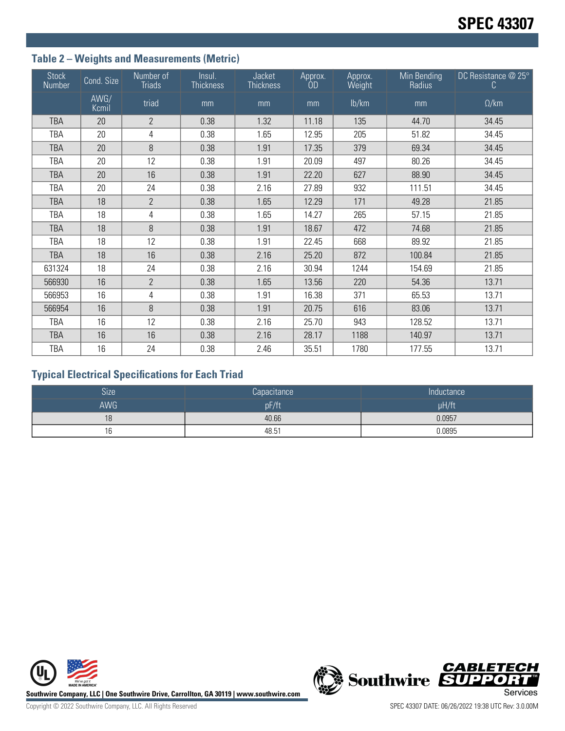## Table 2 – Weights and Measurements (Metric)

| Stock Number | Cond. Size | Number of Triads | Insul. Thickness | Jacket Thickness | Approx. OD | Approx. Weight | Min Bending Radius | DC Resistance @ 25°C |
|---|---|---|---|---|---|---|---|---|
| | AWG/ Kcmil | triad | mm | mm | mm | lb/km | mm | Ω/km |
| TBA | 20 | 2 | 0.38 | 1.32 | 11.18 | 135 | 44.70 | 34.45 |
| TBA | 20 | 4 | 0.38 | 1.65 | 12.95 | 205 | 51.82 | 34.45 |
| TBA | 20 | 8 | 0.38 | 1.91 | 17.35 | 379 | 69.34 | 34.45 |
| TBA | 20 | 12 | 0.38 | 1.91 | 20.09 | 497 | 80.26 | 34.45 |
| TBA | 20 | 16 | 0.38 | 1.91 | 22.20 | 627 | 88.90 | 34.45 |
| TBA | 20 | 24 | 0.38 | 2.16 | 27.89 | 932 | 111.51 | 34.45 |
| TBA | 18 | 2 | 0.38 | 1.65 | 12.29 | 171 | 49.28 | 21.85 |
| TBA | 18 | 4 | 0.38 | 1.65 | 14.27 | 265 | 57.15 | 21.85 |
| TBA | 18 | 8 | 0.38 | 1.91 | 18.67 | 472 | 74.68 | 21.85 |
| TBA | 18 | 12 | 0.38 | 1.91 | 22.45 | 668 | 89.92 | 21.85 |
| TBA | 18 | 16 | 0.38 | 2.16 | 25.20 | 872 | 100.84 | 21.85 |
| 631324 | 18 | 24 | 0.38 | 2.16 | 30.94 | 1244 | 154.69 | 21.85 |
| 566930 | 16 | 2 | 0.38 | 1.65 | 13.56 | 220 | 54.36 | 13.71 |
| 566953 | 16 | 4 | 0.38 | 1.91 | 16.38 | 371 | 65.53 | 13.71 |
| 566954 | 16 | 8 | 0.38 | 1.91 | 20.75 | 616 | 83.06 | 13.71 |
| TBA | 16 | 12 | 0.38 | 2.16 | 25.70 | 943 | 128.52 | 13.71 |
| TBA | 16 | 16 | 0.38 | 2.16 | 28.17 | 1188 | 140.97 | 13.71 |
| TBA | 16 | 24 | 0.38 | 2.46 | 35.51 | 1780 | 177.55 | 13.71 |

## Typical Electrical Specifications for Each Triad

| Size | Capacitance | Inductance |
|---|---|---|
| AWG | pF/ft | μH/ft |
| 18 | 40.66 | 0.0957 |
| 16 | 48.51 | 0.0895 |

Southwire Company, LLC | One Southwire Drive, Carrollton, GA 30119 | www.southwire.com

Copyright © 2022 Southwire Company, LLC. All Rights Reserved

SPEC 43307 DATE: 06/26/2022 19:38 UTC Rev: 3.0.00M